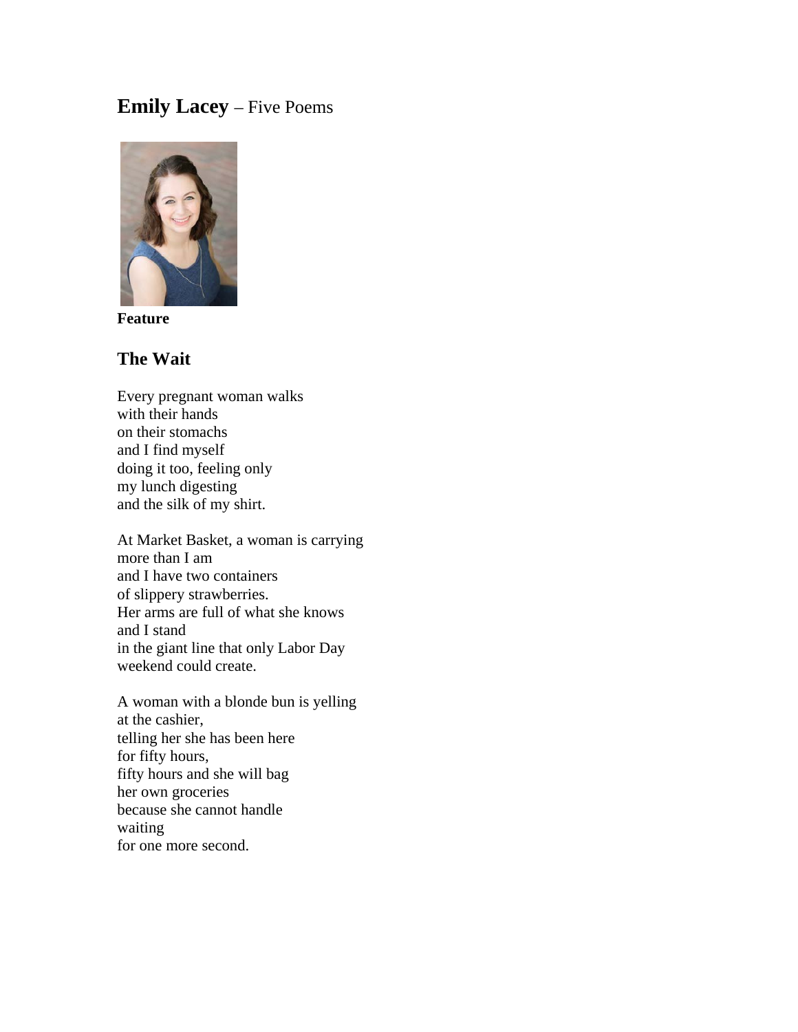# **Emily Lacey** – Five Poems

**Feature**

## The Wait

Every pregnant woman walks  
with their hands  
on their stomachs  
and I find myself  
doing it too, feeling only  
my lunch digesting  
and the silk of my shirt.

At Market Basket, a woman is carrying  
more than I am  
and I have two containers  
of slippery strawberries.  
Her arms are full of what she knows  
and I stand  
in the giant line that only Labor Day  
weekend could create.

A woman with a blonde bun is yelling  
at the cashier,  
telling her she has been here  
for fifty hours,  
fifty hours and she will bag  
her own groceries  
because she cannot handle  
waiting  
for one more second.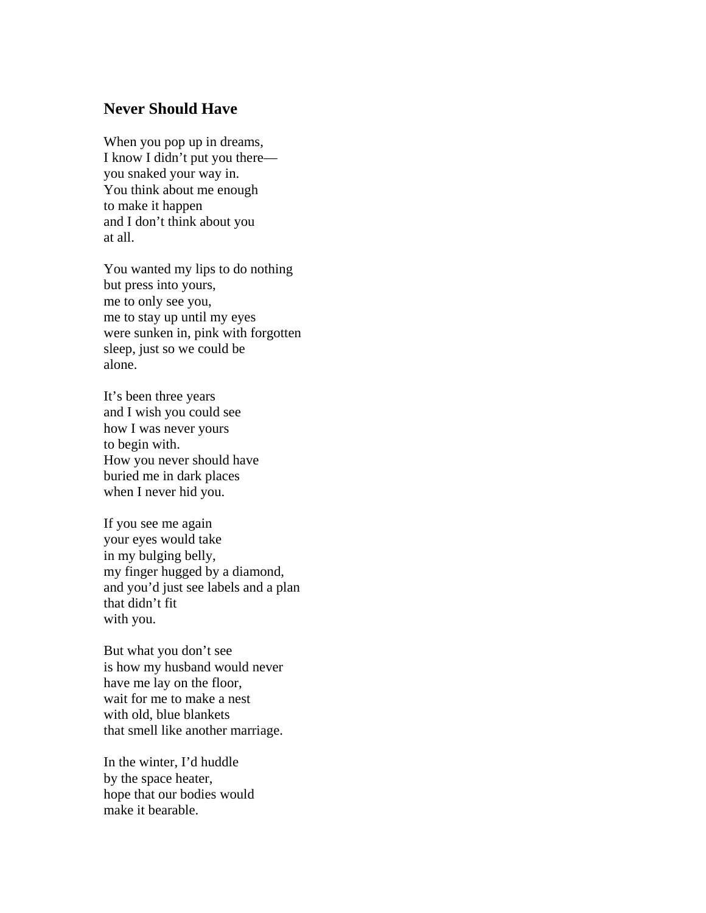## Never Should Have

When you pop up in dreams,  
I know I didn't put you there—  
you snaked your way in.  
You think about me enough  
to make it happen  
and I don't think about you  
at all.

You wanted my lips to do nothing  
but press into yours,  
me to only see you,  
me to stay up until my eyes  
were sunken in, pink with forgotten  
sleep, just so we could be  
alone.

It's been three years  
and I wish you could see  
how I was never yours  
to begin with.  
How you never should have  
buried me in dark places  
when I never hid you.

If you see me again  
your eyes would take  
in my bulging belly,  
my finger hugged by a diamond,  
and you'd just see labels and a plan  
that didn't fit  
with you.

But what you don't see  
is how my husband would never  
have me lay on the floor,  
wait for me to make a nest  
with old, blue blankets  
that smell like another marriage.

In the winter, I'd huddle  
by the space heater,  
hope that our bodies would  
make it bearable.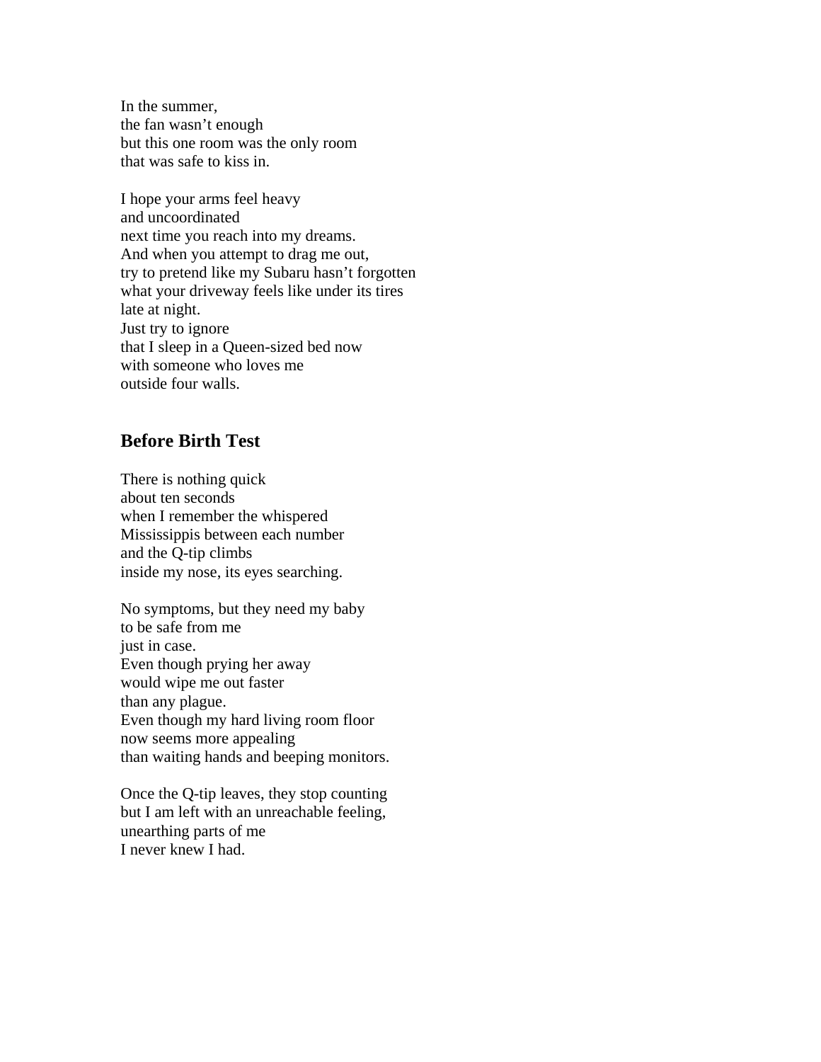In the summer,  
the fan wasn't enough  
but this one room was the only room  
that was safe to kiss in.

I hope your arms feel heavy  
and uncoordinated  
next time you reach into my dreams.  
And when you attempt to drag me out,  
try to pretend like my Subaru hasn't forgotten  
what your driveway feels like under its tires  
late at night.  
Just try to ignore  
that I sleep in a Queen-sized bed now  
with someone who loves me  
outside four walls.

## Before Birth Test

There is nothing quick  
about ten seconds  
when I remember the whispered  
Mississippis between each number  
and the Q-tip climbs  
inside my nose, its eyes searching.

No symptoms, but they need my baby  
to be safe from me  
just in case.  
Even though prying her away  
would wipe me out faster  
than any plague.  
Even though my hard living room floor  
now seems more appealing  
than waiting hands and beeping monitors.

Once the Q-tip leaves, they stop counting  
but I am left with an unreachable feeling,  
unearthing parts of me  
I never knew I had.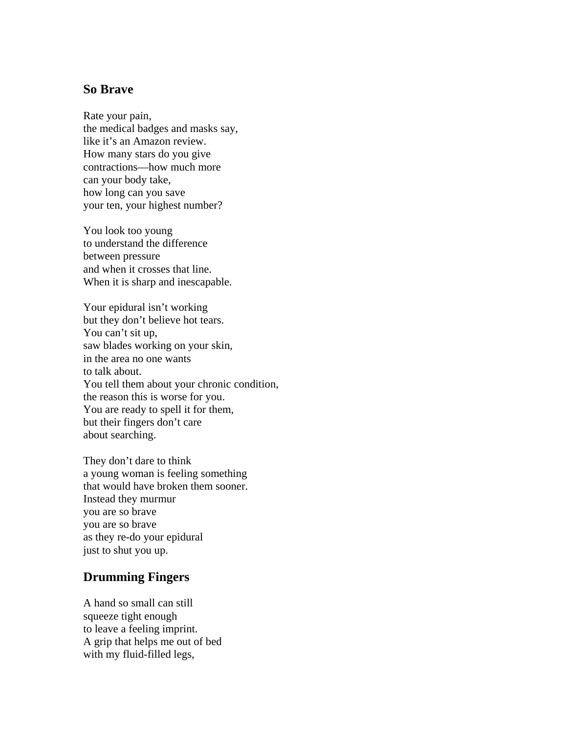## So Brave

Rate your pain,  
the medical badges and masks say,  
like it's an Amazon review.  
How many stars do you give  
contractions—how much more  
can your body take,  
how long can you save  
your ten, your highest number?

You look too young  
to understand the difference  
between pressure  
and when it crosses that line.  
When it is sharp and inescapable.

Your epidural isn't working  
but they don't believe hot tears.  
You can't sit up,  
saw blades working on your skin,  
in the area no one wants  
to talk about.  
You tell them about your chronic condition,  
the reason this is worse for you.  
You are ready to spell it for them,  
but their fingers don't care  
about searching.

They don't dare to think  
a young woman is feeling something  
that would have broken them sooner.  
Instead they murmur  
you are so brave  
you are so brave  
as they re-do your epidural  
just to shut you up.

## Drumming Fingers

A hand so small can still  
squeeze tight enough  
to leave a feeling imprint.  
A grip that helps me out of bed  
with my fluid-filled legs,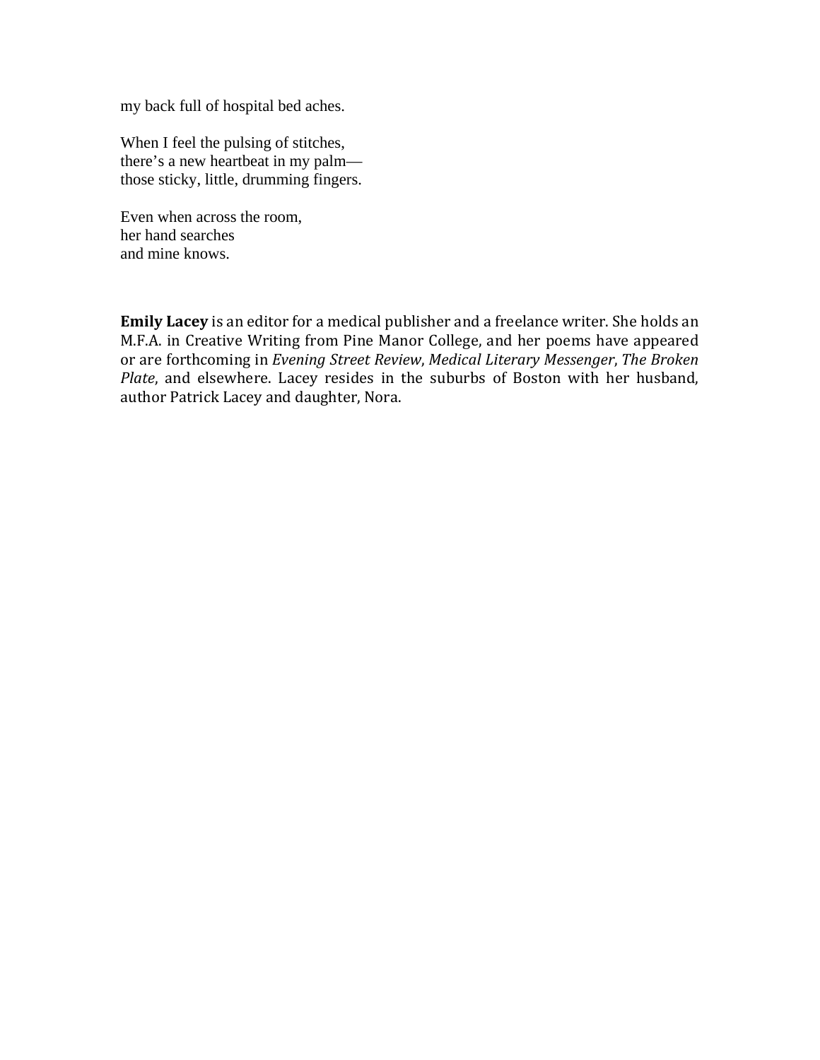my back full of hospital bed aches.

When I feel the pulsing of stitches,  
there's a new heartbeat in my palm—  
those sticky, little, drumming fingers.

Even when across the room,  
her hand searches  
and mine knows.

**Emily Lacey** is an editor for a medical publisher and a freelance writer. She holds an M.F.A. in Creative Writing from Pine Manor College, and her poems have appeared or are forthcoming in *Evening Street Review*, *Medical Literary Messenger*, *The Broken Plate*, and elsewhere. Lacey resides in the suburbs of Boston with her husband, author Patrick Lacey and daughter, Nora.